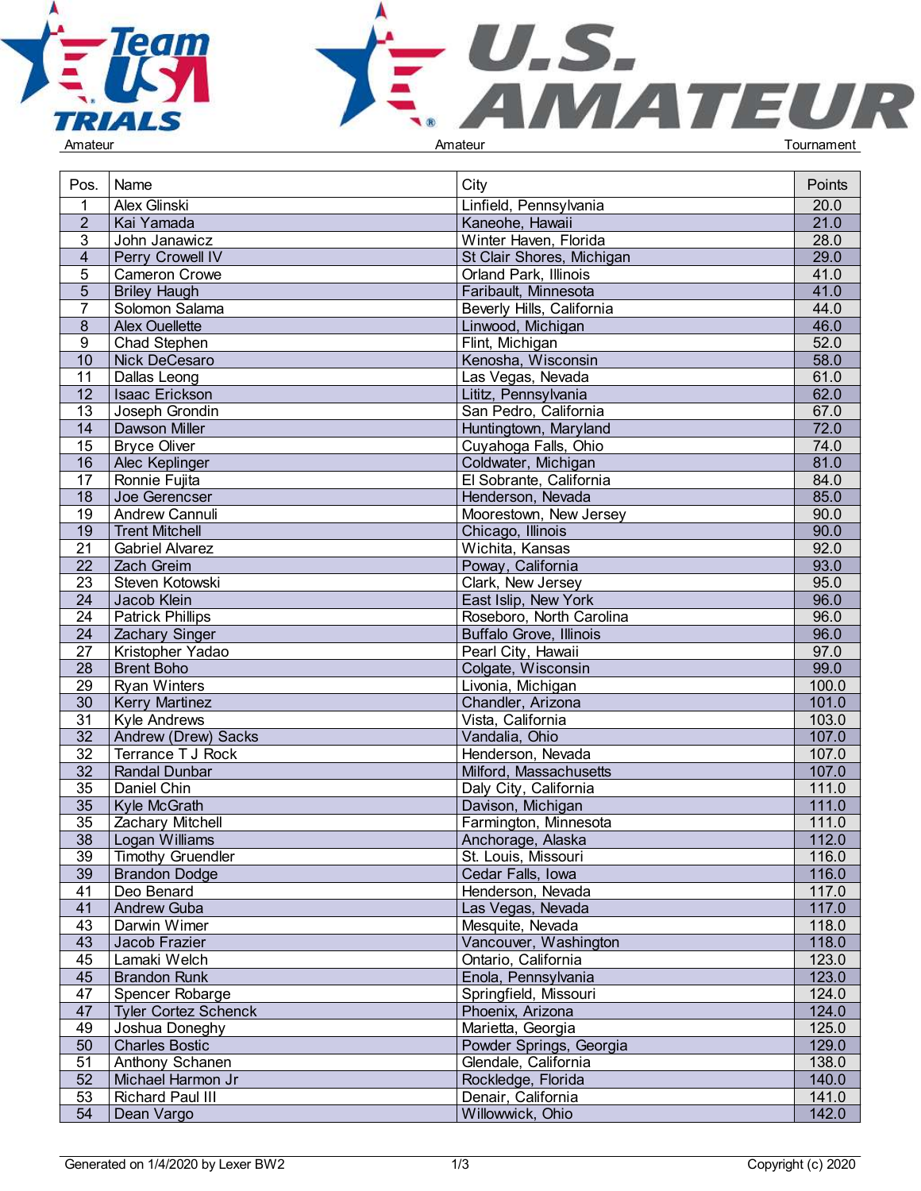Amateur | Amateur | Tournament

| Pos. | Name | City | Points |
|---|---|---|---|
| 1 | Alex Glinski | Linfield, Pennsylvania | 20.0 |
| 2 | Kai Yamada | Kaneohe, Hawaii | 21.0 |
| 3 | John Janawicz | Winter Haven, Florida | 28.0 |
| 4 | Perry Crowell IV | St Clair Shores, Michigan | 29.0 |
| 5 | Cameron Crowe | Orland Park, Illinois | 41.0 |
| 5 | Briley Haugh | Faribault, Minnesota | 41.0 |
| 7 | Solomon Salama | Beverly Hills, California | 44.0 |
| 8 | Alex Ouellette | Linwood, Michigan | 46.0 |
| 9 | Chad Stephen | Flint, Michigan | 52.0 |
| 10 | Nick DeCesaro | Kenosha, Wisconsin | 58.0 |
| 11 | Dallas Leong | Las Vegas, Nevada | 61.0 |
| 12 | Isaac Erickson | Lititz, Pennsylvania | 62.0 |
| 13 | Joseph Grondin | San Pedro, California | 67.0 |
| 14 | Dawson Miller | Huntingtown, Maryland | 72.0 |
| 15 | Bryce Oliver | Cuyahoga Falls, Ohio | 74.0 |
| 16 | Alec Keplinger | Coldwater, Michigan | 81.0 |
| 17 | Ronnie Fujita | El Sobrante, California | 84.0 |
| 18 | Joe Gerencser | Henderson, Nevada | 85.0 |
| 19 | Andrew Cannuli | Moorestown, New Jersey | 90.0 |
| 19 | Trent Mitchell | Chicago, Illinois | 90.0 |
| 21 | Gabriel Alvarez | Wichita, Kansas | 92.0 |
| 22 | Zach Greim | Poway, California | 93.0 |
| 23 | Steven Kotowski | Clark, New Jersey | 95.0 |
| 24 | Jacob Klein | East Islip, New York | 96.0 |
| 24 | Patrick Phillips | Roseboro, North Carolina | 96.0 |
| 24 | Zachary Singer | Buffalo Grove, Illinois | 96.0 |
| 27 | Kristopher Yadao | Pearl City, Hawaii | 97.0 |
| 28 | Brent Boho | Colgate, Wisconsin | 99.0 |
| 29 | Ryan Winters | Livonia, Michigan | 100.0 |
| 30 | Kerry Martinez | Chandler, Arizona | 101.0 |
| 31 | Kyle Andrews | Vista, California | 103.0 |
| 32 | Andrew (Drew) Sacks | Vandalia, Ohio | 107.0 |
| 32 | Terrance T J Rock | Henderson, Nevada | 107.0 |
| 32 | Randal Dunbar | Milford, Massachusetts | 107.0 |
| 35 | Daniel Chin | Daly City, California | 111.0 |
| 35 | Kyle McGrath | Davison, Michigan | 111.0 |
| 35 | Zachary Mitchell | Farmington, Minnesota | 111.0 |
| 38 | Logan Williams | Anchorage, Alaska | 112.0 |
| 39 | Timothy Gruendler | St. Louis, Missouri | 116.0 |
| 39 | Brandon Dodge | Cedar Falls, Iowa | 116.0 |
| 41 | Deo Benard | Henderson, Nevada | 117.0 |
| 41 | Andrew Guba | Las Vegas, Nevada | 117.0 |
| 43 | Darwin Wimer | Mesquite, Nevada | 118.0 |
| 43 | Jacob Frazier | Vancouver, Washington | 118.0 |
| 45 | Lamaki Welch | Ontario, California | 123.0 |
| 45 | Brandon Runk | Enola, Pennsylvania | 123.0 |
| 47 | Spencer Robarge | Springfield, Missouri | 124.0 |
| 47 | Tyler Cortez Schenck | Phoenix, Arizona | 124.0 |
| 49 | Joshua Doneghy | Marietta, Georgia | 125.0 |
| 50 | Charles Bostic | Powder Springs, Georgia | 129.0 |
| 51 | Anthony Schanen | Glendale, California | 138.0 |
| 52 | Michael Harmon Jr | Rockledge, Florida | 140.0 |
| 53 | Richard Paul III | Denair, California | 141.0 |
| 54 | Dean Vargo | Willowwick, Ohio | 142.0 |

Generated on 1/4/2020 by Lexer BW2 | Copyright (c) 2020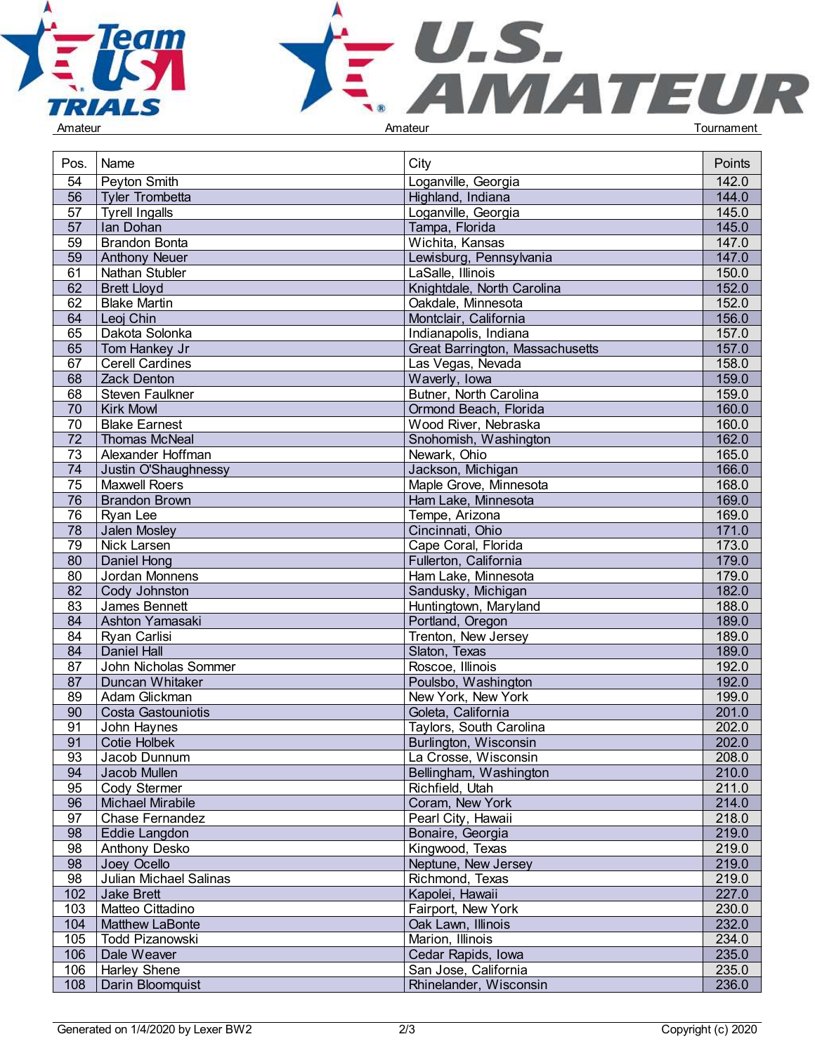| Pos. | Name | City | Points |
|---|---|---|---|
| 54 | Peyton Smith | Loganville, Georgia | 142.0 |
| 56 | Tyler Trombetta | Highland, Indiana | 144.0 |
| 57 | Tyrell Ingalls | Loganville, Georgia | 145.0 |
| 57 | Ian Dohan | Tampa, Florida | 145.0 |
| 59 | Brandon Bonta | Wichita, Kansas | 147.0 |
| 59 | Anthony Neuer | Lewisburg, Pennsylvania | 147.0 |
| 61 | Nathan Stubler | LaSalle, Illinois | 150.0 |
| 62 | Brett Lloyd | Knightdale, North Carolina | 152.0 |
| 62 | Blake Martin | Oakdale, Minnesota | 152.0 |
| 64 | Leoj Chin | Montclair, California | 156.0 |
| 65 | Dakota Solonka | Indianapolis, Indiana | 157.0 |
| 65 | Tom Hankey Jr | Great Barrington, Massachusetts | 157.0 |
| 67 | Cerell Cardines | Las Vegas, Nevada | 158.0 |
| 68 | Zack Denton | Waverly, Iowa | 159.0 |
| 68 | Steven Faulkner | Butner, North Carolina | 159.0 |
| 70 | Kirk Mowl | Ormond Beach, Florida | 160.0 |
| 70 | Blake Earnest | Wood River, Nebraska | 160.0 |
| 72 | Thomas McNeal | Snohomish, Washington | 162.0 |
| 73 | Alexander Hoffman | Newark, Ohio | 165.0 |
| 74 | Justin O'Shaughnessy | Jackson, Michigan | 166.0 |
| 75 | Maxwell Roers | Maple Grove, Minnesota | 168.0 |
| 76 | Brandon Brown | Ham Lake, Minnesota | 169.0 |
| 76 | Ryan Lee | Tempe, Arizona | 169.0 |
| 78 | Jalen Mosley | Cincinnati, Ohio | 171.0 |
| 79 | Nick Larsen | Cape Coral, Florida | 173.0 |
| 80 | Daniel Hong | Fullerton, California | 179.0 |
| 80 | Jordan Monnens | Ham Lake, Minnesota | 179.0 |
| 82 | Cody Johnston | Sandusky, Michigan | 182.0 |
| 83 | James Bennett | Huntingtown, Maryland | 188.0 |
| 84 | Ashton Yamasaki | Portland, Oregon | 189.0 |
| 84 | Ryan Carlisi | Trenton, New Jersey | 189.0 |
| 84 | Daniel Hall | Slaton, Texas | 189.0 |
| 87 | John Nicholas Sommer | Roscoe, Illinois | 192.0 |
| 87 | Duncan Whitaker | Poulsbo, Washington | 192.0 |
| 89 | Adam Glickman | New York, New York | 199.0 |
| 90 | Costa Gastouniotis | Goleta, California | 201.0 |
| 91 | John Haynes | Taylors, South Carolina | 202.0 |
| 91 | Cotie Holbek | Burlington, Wisconsin | 202.0 |
| 93 | Jacob Dunnum | La Crosse, Wisconsin | 208.0 |
| 94 | Jacob Mullen | Bellingham, Washington | 210.0 |
| 95 | Cody Stermer | Richfield, Utah | 211.0 |
| 96 | Michael Mirabile | Coram, New York | 214.0 |
| 97 | Chase Fernandez | Pearl City, Hawaii | 218.0 |
| 98 | Eddie Langdon | Bonaire, Georgia | 219.0 |
| 98 | Anthony Desko | Kingwood, Texas | 219.0 |
| 98 | Joey Ocello | Neptune, New Jersey | 219.0 |
| 98 | Julian Michael Salinas | Richmond, Texas | 219.0 |
| 102 | Jake Brett | Kapolei, Hawaii | 227.0 |
| 103 | Matteo Cittadino | Fairport, New York | 230.0 |
| 104 | Matthew LaBonte | Oak Lawn, Illinois | 232.0 |
| 105 | Todd Pizanowski | Marion, Illinois | 234.0 |
| 106 | Dale Weaver | Cedar Rapids, Iowa | 235.0 |
| 106 | Harley Shene | San Jose, California | 235.0 |
| 108 | Darin Bloomquist | Rhinelander, Wisconsin | 236.0 |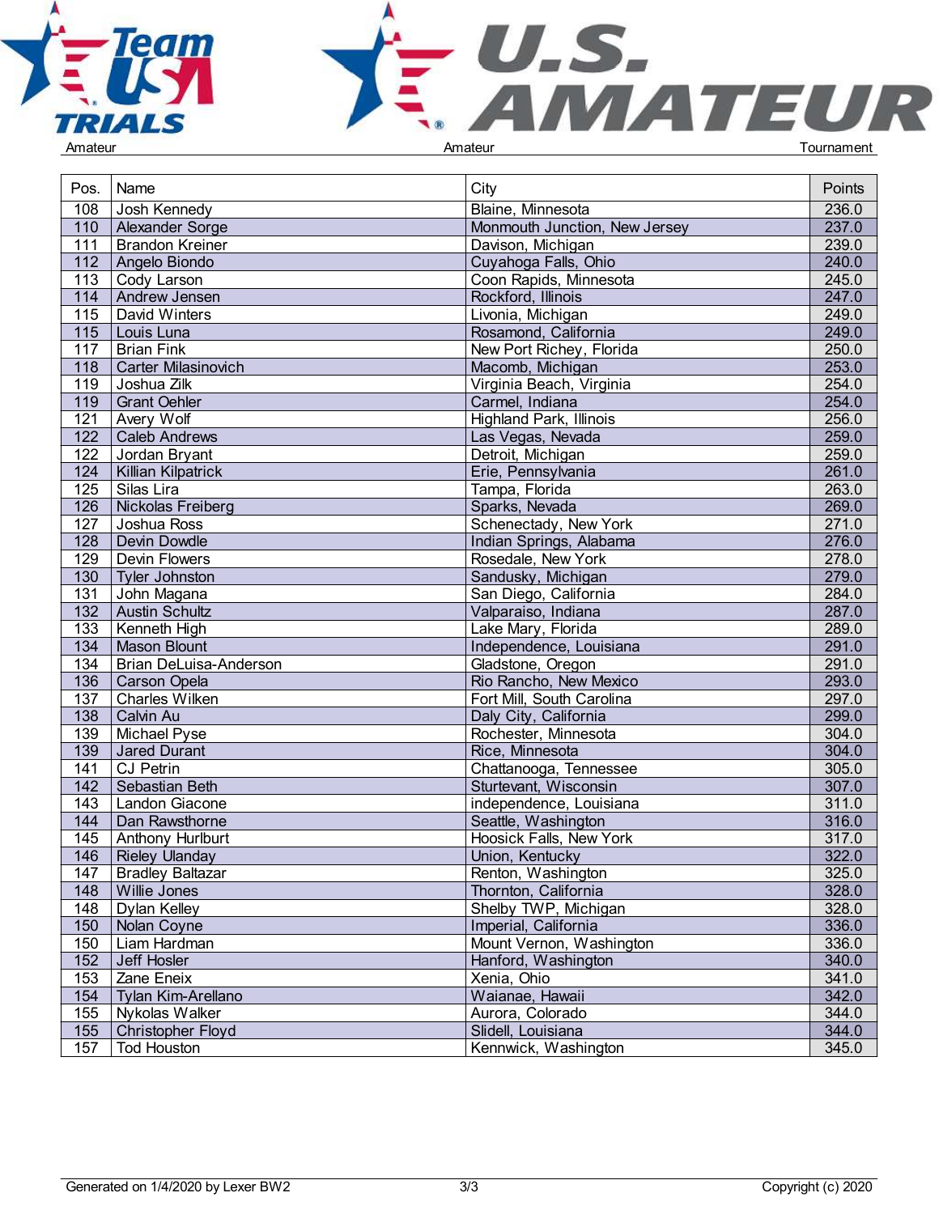Amateur Amateur Tournament

| Pos. | Name | City | Points |
|---|---|---|---|
| 108 | Josh Kennedy | Blaine, Minnesota | 236.0 |
| 110 | Alexander Sorge | Monmouth Junction, New Jersey | 237.0 |
| 111 | Brandon Kreiner | Davison, Michigan | 239.0 |
| 112 | Angelo Biondo | Cuyahoga Falls, Ohio | 240.0 |
| 113 | Cody Larson | Coon Rapids, Minnesota | 245.0 |
| 114 | Andrew Jensen | Rockford, Illinois | 247.0 |
| 115 | David Winters | Livonia, Michigan | 249.0 |
| 115 | Louis Luna | Rosamond, California | 249.0 |
| 117 | Brian Fink | New Port Richey, Florida | 250.0 |
| 118 | Carter Milasinovich | Macomb, Michigan | 253.0 |
| 119 | Joshua Zilk | Virginia Beach, Virginia | 254.0 |
| 119 | Grant Oehler | Carmel, Indiana | 254.0 |
| 121 | Avery Wolf | Highland Park, Illinois | 256.0 |
| 122 | Caleb Andrews | Las Vegas, Nevada | 259.0 |
| 122 | Jordan Bryant | Detroit, Michigan | 259.0 |
| 124 | Killian Kilpatrick | Erie, Pennsylvania | 261.0 |
| 125 | Silas Lira | Tampa, Florida | 263.0 |
| 126 | Nickolas Freiberg | Sparks, Nevada | 269.0 |
| 127 | Joshua Ross | Schenectady, New York | 271.0 |
| 128 | Devin Dowdle | Indian Springs, Alabama | 276.0 |
| 129 | Devin Flowers | Rosedale, New York | 278.0 |
| 130 | Tyler Johnston | Sandusky, Michigan | 279.0 |
| 131 | John Magana | San Diego, California | 284.0 |
| 132 | Austin Schultz | Valparaiso, Indiana | 287.0 |
| 133 | Kenneth High | Lake Mary, Florida | 289.0 |
| 134 | Mason Blount | Independence, Louisiana | 291.0 |
| 134 | Brian DeLuisa-Anderson | Gladstone, Oregon | 291.0 |
| 136 | Carson Opela | Rio Rancho, New Mexico | 293.0 |
| 137 | Charles Wilken | Fort Mill, South Carolina | 297.0 |
| 138 | Calvin Au | Daly City, California | 299.0 |
| 139 | Michael Pyse | Rochester, Minnesota | 304.0 |
| 139 | Jared Durant | Rice, Minnesota | 304.0 |
| 141 | CJ Petrin | Chattanooga, Tennessee | 305.0 |
| 142 | Sebastian Beth | Sturtevant, Wisconsin | 307.0 |
| 143 | Landon Giacone | independence, Louisiana | 311.0 |
| 144 | Dan Rawsthorne | Seattle, Washington | 316.0 |
| 145 | Anthony Hurlburt | Hoosick Falls, New York | 317.0 |
| 146 | Rieley Ulanday | Union, Kentucky | 322.0 |
| 147 | Bradley Baltazar | Renton, Washington | 325.0 |
| 148 | Willie Jones | Thornton, California | 328.0 |
| 148 | Dylan Kelley | Shelby TWP, Michigan | 328.0 |
| 150 | Nolan Coyne | Imperial, California | 336.0 |
| 150 | Liam Hardman | Mount Vernon, Washington | 336.0 |
| 152 | Jeff Hosler | Hanford, Washington | 340.0 |
| 153 | Zane Eneix | Xenia, Ohio | 341.0 |
| 154 | Tylan Kim-Arellano | Waianae, Hawaii | 342.0 |
| 155 | Nykolas Walker | Aurora, Colorado | 344.0 |
| 155 | Christopher Floyd | Slidell, Louisiana | 344.0 |
| 157 | Tod Houston | Kennwick, Washington | 345.0 |

Generated on 1/4/2020 by Lexer BW2 Copyright (c) 2020